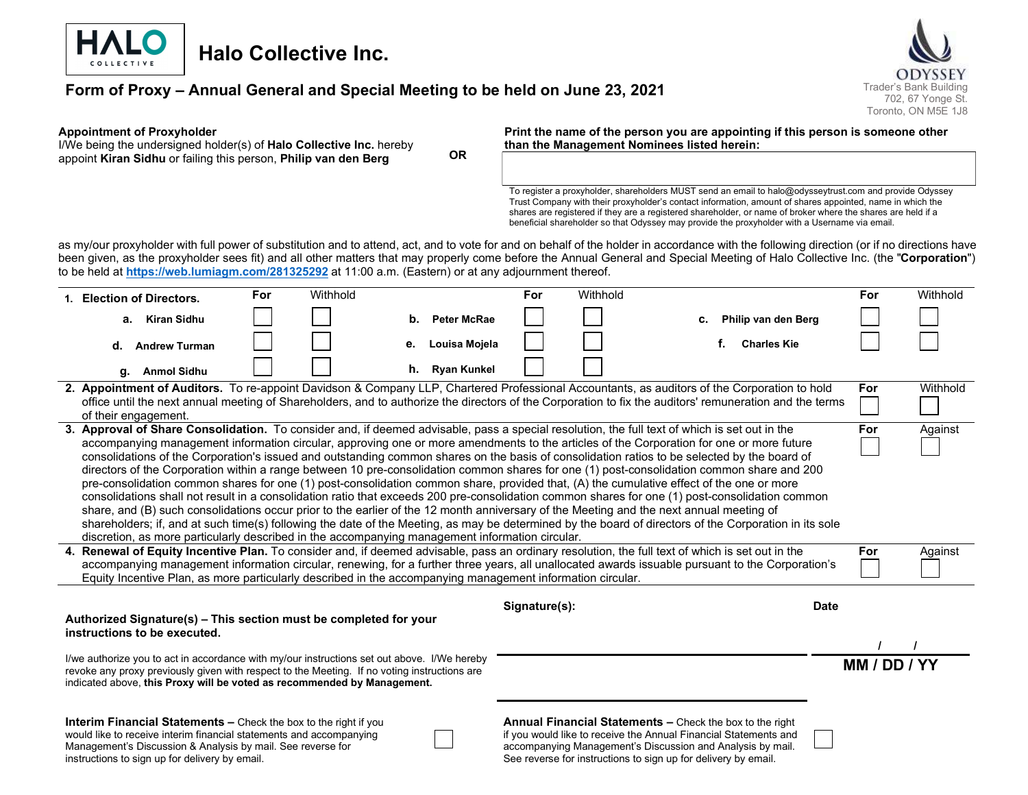# Halo Collective Inc.

## Form of Proxy – Annual General and Special Meeting to be held on June 23, 2021

ODYSSEY
Trader's Bank Building
702, 67 Yonge St.
Toronto, ON M5E 1J8

**Appointment of Proxyholder**
I/We being the undersigned holder(s) of **Halo Collective Inc.** hereby appoint **Kiran Sidhu** or failing this person, **Philip van den Berg**

**OR**

**Print the name of the person you are appointing if this person is someone other than the Management Nominees listed herein:**

To register a proxyholder, shareholders MUST send an email to halo@odysseytrust.com and provide Odyssey Trust Company with their proxyholder's contact information, amount of shares appointed, name in which the shares are registered if they are a registered shareholder, or name of broker where the shares are held if a beneficial shareholder so that Odyssey may provide the proxyholder with a Username via email.

as my/our proxyholder with full power of substitution and to attend, act, and to vote for and on behalf of the holder in accordance with the following direction (or if no directions have been given, as the proxyholder sees fit) and all other matters that may properly come before the Annual General and Special Meeting of Halo Collective Inc. (the "**Corporation**") to be held at **https://web.lumiagm.com/281325292** at 11:00 a.m. (Eastern) or at any adjournment thereof.

| 1. **Election of Directors.** | For | Withhold | | For | Withhold | | For | Withhold |
|---|---|---|---|---|---|---|---|---|
| a. **Kiran Sidhu** | ☐ | ☐ | b. **Peter McRae** | ☐ | ☐ | c. **Philip van den Berg** | ☐ | ☐ |
| d. **Andrew Turman** | ☐ | ☐ | e. **Louisa Mojela** | ☐ | ☐ | f. **Charles Kie** | ☐ | ☐ |
| g. **Anmol Sidhu** | ☐ | ☐ | h. **Ryan Kunkel** | ☐ | ☐ | | | |

| Resolution | | |
|---|---|---|
| 2. **Appointment of Auditors.** To re-appoint Davidson & Company LLP, Chartered Professional Accountants, as auditors of the Corporation to hold office until the next annual meeting of Shareholders, and to authorize the directors of the Corporation to fix the auditors' remuneration and the terms of their engagement. | For ☐ | Withhold ☐ |
| 3. **Approval of Share Consolidation.** To consider and, if deemed advisable, pass a special resolution, the full text of which is set out in the accompanying management information circular, approving one or more amendments to the articles of the Corporation for one or more future consolidations of the Corporation's issued and outstanding common shares on the basis of consolidation ratios to be selected by the board of directors of the Corporation within a range between 10 pre-consolidation common shares for one (1) post-consolidation common share and 200 pre-consolidation common shares for one (1) post-consolidation common share, provided that, (A) the cumulative effect of the one or more consolidations shall not result in a consolidation ratio that exceeds 200 pre-consolidation common shares for one (1) post-consolidation common share, and (B) such consolidations occur prior to the earlier of the 12 month anniversary of the Meeting and the next annual meeting of shareholders; if, and at such time(s) following the date of the Meeting, as may be determined by the board of directors of the Corporation in its sole discretion, as more particularly described in the accompanying management information circular. | For ☐ | Against ☐ |
| 4. **Renewal of Equity Incentive Plan.** To consider and, if deemed advisable, pass an ordinary resolution, the full text of which is set out in the accompanying management information circular, renewing, for a further three years, all unallocated awards issuable pursuant to the Corporation's Equity Incentive Plan, as more particularly described in the accompanying management information circular. | For ☐ | Against ☐ |

**Authorized Signature(s) – This section must be completed for your instructions to be executed.**

I/we authorize you to act in accordance with my/our instructions set out above. I/We hereby revoke any proxy previously given with respect to the Meeting. If no voting instructions are indicated above, **this Proxy will be voted as recommended by Management.**

**Signature(s):** ______________________

**Date** ____ / ____ / ____
**MM / DD / YY**

**Interim Financial Statements –** Check the box to the right if you would like to receive interim financial statements and accompanying Management's Discussion & Analysis by mail. See reverse for instructions to sign up for delivery by email. ☐

**Annual Financial Statements –** Check the box to the right if you would like to receive the Annual Financial Statements and accompanying Management's Discussion and Analysis by mail. See reverse for instructions to sign up for delivery by email. ☐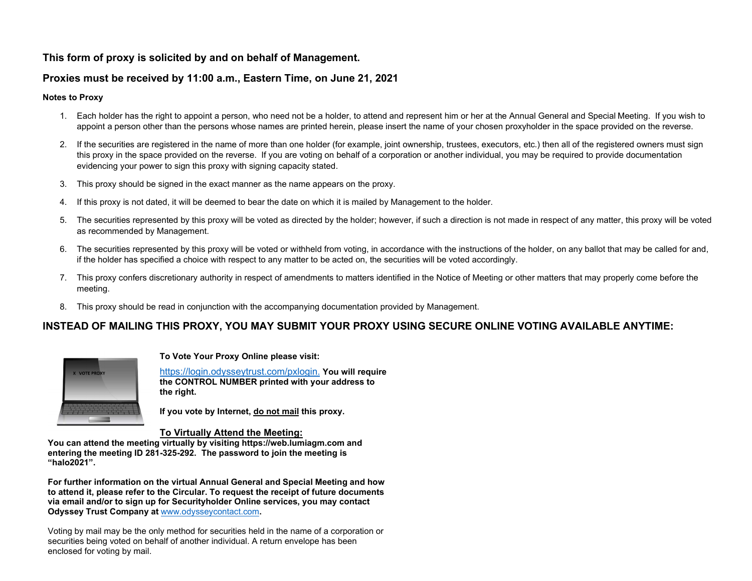**This form of proxy is solicited by and on behalf of Management.**

**Proxies must be received by 11:00 a.m., Eastern Time, on June 21, 2021**

**Notes to Proxy**

1. Each holder has the right to appoint a person, who need not be a holder, to attend and represent him or her at the Annual General and Special Meeting. If you wish to appoint a person other than the persons whose names are printed herein, please insert the name of your chosen proxyholder in the space provided on the reverse.
2. If the securities are registered in the name of more than one holder (for example, joint ownership, trustees, executors, etc.) then all of the registered owners must sign this proxy in the space provided on the reverse. If you are voting on behalf of a corporation or another individual, you may be required to provide documentation evidencing your power to sign this proxy with signing capacity stated.
3. This proxy should be signed in the exact manner as the name appears on the proxy.
4. If this proxy is not dated, it will be deemed to bear the date on which it is mailed by Management to the holder.
5. The securities represented by this proxy will be voted as directed by the holder; however, if such a direction is not made in respect of any matter, this proxy will be voted as recommended by Management.
6. The securities represented by this proxy will be voted or withheld from voting, in accordance with the instructions of the holder, on any ballot that may be called for and, if the holder has specified a choice with respect to any matter to be acted on, the securities will be voted accordingly.
7. This proxy confers discretionary authority in respect of amendments to matters identified in the Notice of Meeting or other matters that may properly come before the meeting.
8. This proxy should be read in conjunction with the accompanying documentation provided by Management.

**INSTEAD OF MAILING THIS PROXY, YOU MAY SUBMIT YOUR PROXY USING SECURE ONLINE VOTING AVAILABLE ANYTIME:**

**To Vote Your Proxy Online please visit:**

https://login.odysseytrust.com/pxlogin. **You will require the CONTROL NUMBER printed with your address to the right.**

**If you vote by Internet, do not mail this proxy.**

**To Virtually Attend the Meeting:**

**You can attend the meeting virtually by visiting https://web.lumiagm.com and entering the meeting ID 281-325-292. The password to join the meeting is "halo2021".**

**For further information on the virtual Annual General and Special Meeting and how to attend it, please refer to the Circular. To request the receipt of future documents via email and/or to sign up for Securityholder Online services, you may contact Odyssey Trust Company at** www.odysseycontact.com**.**

Voting by mail may be the only method for securities held in the name of a corporation or securities being voted on behalf of another individual. A return envelope has been enclosed for voting by mail.